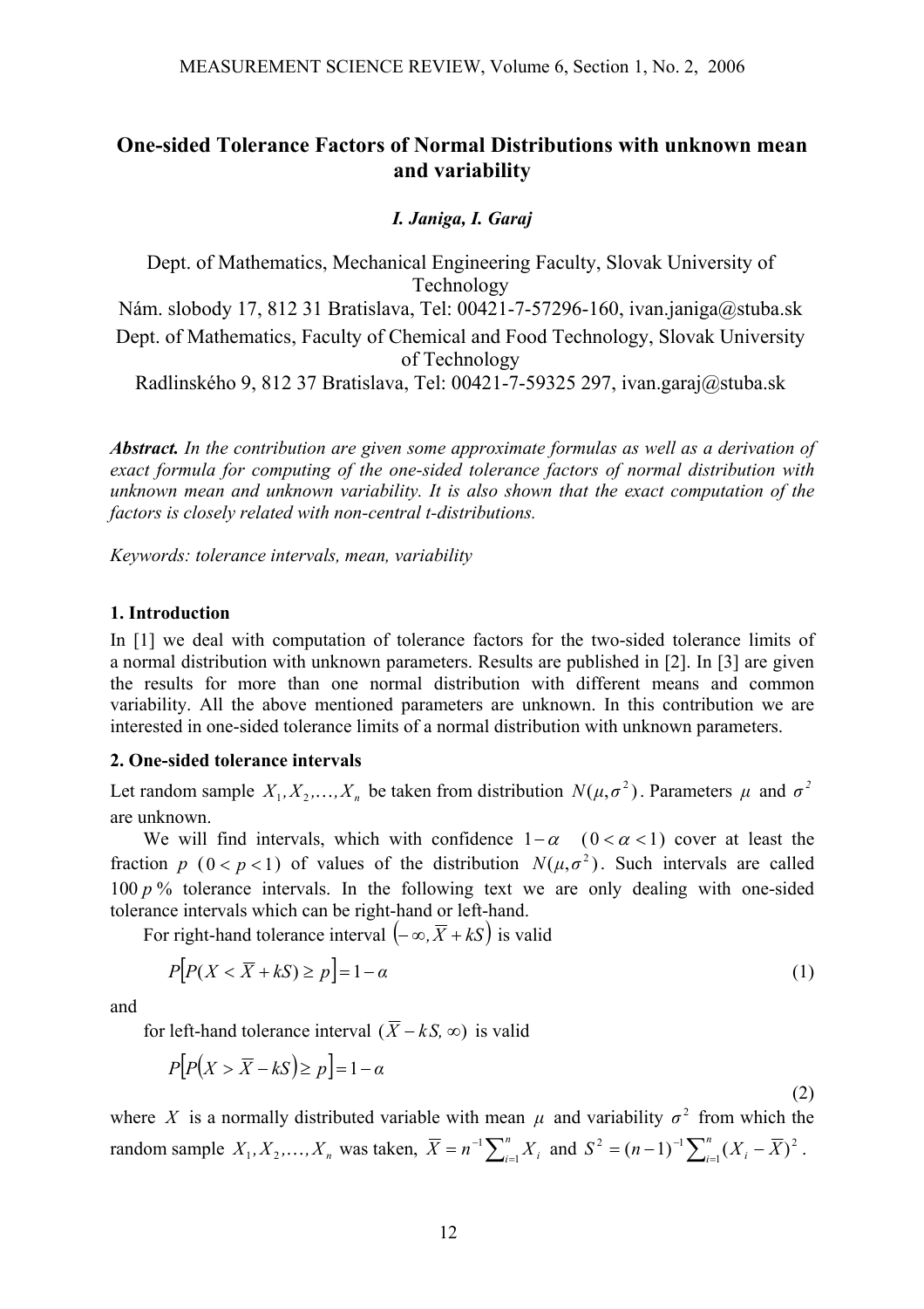# One-sided Tolerance Factors of Normal Distributions with unknown mean and variability

***I. Janiga, I. Garaj***

Dept. of Mathematics, Mechanical Engineering Faculty, Slovak University of Technology
Nám. slobody 17, 812 31 Bratislava, Tel: 00421-7-57296-160, ivan.janiga@stuba.sk
Dept. of Mathematics, Faculty of Chemical and Food Technology, Slovak University of Technology
Radlinského 9, 812 37 Bratislava, Tel: 00421-7-59325 297, ivan.garaj@stuba.sk

***Abstract.*** *In the contribution are given some approximate formulas as well as a derivation of exact formula for computing of the one-sided tolerance factors of normal distribution with unknown mean and unknown variability. It is also shown that the exact computation of the factors is closely related with non-central t-distributions.*

*Keywords: tolerance intervals, mean, variability*

## 1. Introduction

In [1] we deal with computation of tolerance factors for the two-sided tolerance limits of a normal distribution with unknown parameters. Results are published in [2]. In [3] are given the results for more than one normal distribution with different means and common variability. All the above mentioned parameters are unknown. In this contribution we are interested in one-sided tolerance limits of a normal distribution with unknown parameters.

## 2. One-sided tolerance intervals

Let random sample $X_1, X_2, \ldots, X_n$ be taken from distribution $N(\mu, \sigma^2)$. Parameters $\mu$ and $\sigma^2$ are unknown.

We will find intervals, which with confidence $1-\alpha$ $(0<\alpha<1)$ cover at least the fraction $p$ $(0<p<1)$ of values of the distribution $N(\mu, \sigma^2)$. Such intervals are called $100\,p$ % tolerance intervals. In the following text we are only dealing with one-sided tolerance intervals which can be right-hand or left-hand.

For right-hand tolerance interval $\left(-\infty, \overline{X}+kS\right)$ is valid

$$P\left[P(X<\overline{X}+kS)\geq p\right]=1-\alpha \tag{1}$$

and

for left-hand tolerance interval $(\overline{X}-kS, \infty)$ is valid

$$P\left[P\left(X>\overline{X}-kS\right)\geq p\right]=1-\alpha \tag{2}$$

where $X$ is a normally distributed variable with mean $\mu$ and variability $\sigma^2$ from which the random sample $X_1, X_2, \ldots, X_n$ was taken, $\overline{X}=n^{-1}\sum_{i=1}^{n}X_i$ and $S^2=(n-1)^{-1}\sum_{i=1}^{n}(X_i-\overline{X})^2$.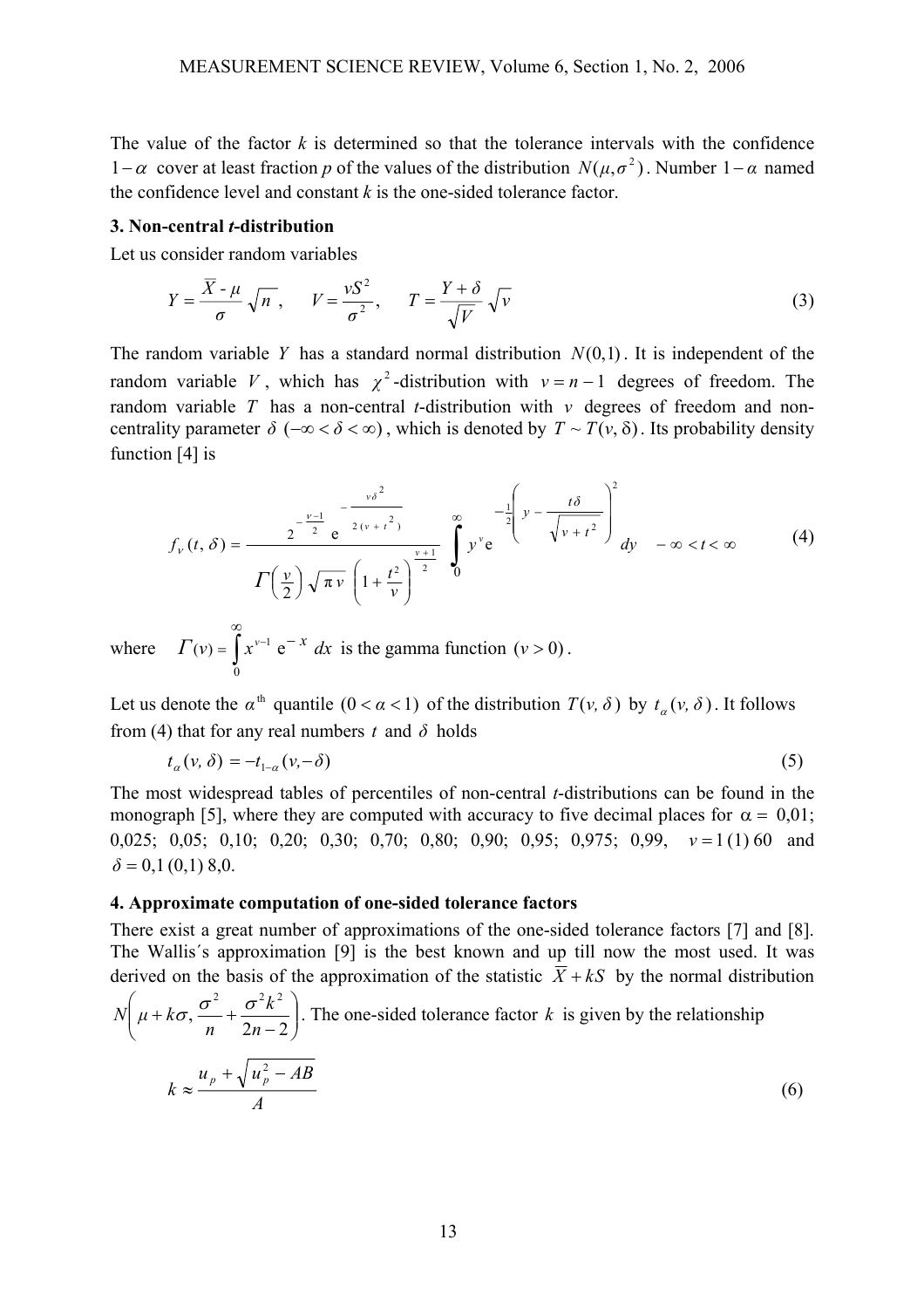The value of the factor $k$ is determined so that the tolerance intervals with the confidence $1-\alpha$ cover at least fraction $p$ of the values of the distribution $N(\mu,\sigma^2)$. Number $1-\alpha$ named the confidence level and constant $k$ is the one-sided tolerance factor.

### 3. Non-central *t*-distribution

Let us consider random variables

$$Y = \frac{\overline{X} - \mu}{\sigma}\sqrt{n}\,, \qquad V = \frac{vS^2}{\sigma^2}, \qquad T = \frac{Y+\delta}{\sqrt{V}}\sqrt{v} \tag{3}$$

The random variable $Y$ has a standard normal distribution $N(0,1)$. It is independent of the random variable $V$, which has $\chi^2$-distribution with $v = n-1$ degrees of freedom. The random variable $T$ has a non-central $t$-distribution with $v$ degrees of freedom and non-centrality parameter $\delta$ $(-\infty < \delta < \infty)$, which is denoted by $T \sim T(v, \delta)$. Its probability density function [4] is

$$f_v(t,\delta) = \frac{2^{-\frac{v-1}{2}}\,\mathrm{e}^{-\frac{v\delta^2}{2(v+t^2)}}}{\Gamma\left(\frac{v}{2}\right)\sqrt{\pi v}\left(1+\frac{t^2}{v}\right)^{\frac{v+1}{2}}} \int_0^\infty y^v \mathrm{e}^{-\frac{1}{2}\left(y - \frac{t\delta}{\sqrt{v+t^2}}\right)^2} dy \qquad -\infty < t < \infty \tag{4}$$

where $\Gamma(v) = \int_0^\infty x^{v-1}\,\mathrm{e}^{-x}\,dx$ is the gamma function $(v > 0)$.

Let us denote the $\alpha^{\text{th}}$ quantile $(0 < \alpha < 1)$ of the distribution $T(v, \delta)$ by $t_\alpha(v, \delta)$. It follows from (4) that for any real numbers $t$ and $\delta$ holds

$$t_\alpha(v, \delta) = -t_{1-\alpha}(v, -\delta) \tag{5}$$

The most widespread tables of percentiles of non-central $t$-distributions can be found in the monograph [5], where they are computed with accuracy to five decimal places for $\alpha = 0{,}01$; 0,025; 0,05; 0,10; 0,20; 0,30; 0,70; 0,80; 0,90; 0,95; 0,975; 0,99, $v = 1\,(1)\,60$ and $\delta = 0{,}1\,(0{,}1)\,8{,}0$.

### 4. Approximate computation of one-sided tolerance factors

There exist a great number of approximations of the one-sided tolerance factors [7] and [8]. The Wallis´s approximation [9] is the best known and up till now the most used. It was derived on the basis of the approximation of the statistic $\overline{X} + kS$ by the normal distribution $N\left(\mu + k\sigma, \frac{\sigma^2}{n} + \frac{\sigma^2 k^2}{2n-2}\right)$. The one-sided tolerance factor $k$ is given by the relationship

$$k \approx \frac{u_p + \sqrt{u_p^2 - AB}}{A} \tag{6}$$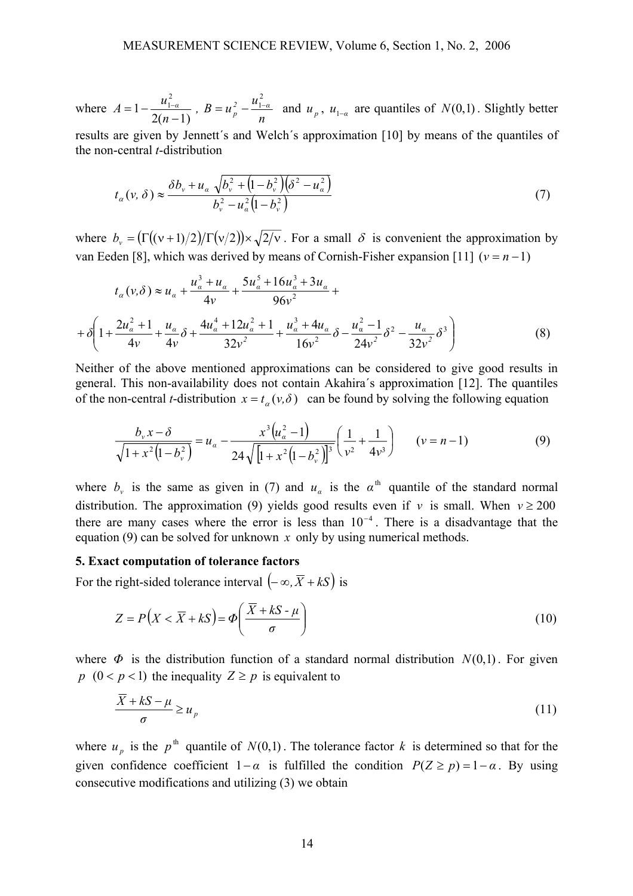where $A = 1 - \frac{u_{1-\alpha}^2}{2(n-1)}$ , $B = u_p^2 - \frac{u_{1-\alpha}^2}{n}$ and $u_p$, $u_{1-\alpha}$ are quantiles of $N(0,1)$. Slightly better results are given by Jennett´s and Welch´s approximation [10] by means of the quantiles of the non-central *t*-distribution

$$t_\alpha(v,\,\delta) \approx \frac{\delta b_v + u_\alpha \sqrt{b_v^2 + \left(1-b_v^2\right)\left(\delta^2 - u_\alpha^2\right)}}{b_v^2 - u_\alpha^2\left(1-b_v^2\right)} \tag{7}$$

where $b_v = \left(\Gamma((\nu+1)/2)/\Gamma(\nu/2)\right) \times \sqrt{2/\nu}$ . For a small $\delta$ is convenient the approximation by van Eeden [8], which was derived by means of Cornish-Fisher expansion [11] $(v = n-1)$

$$t_\alpha(v,\delta) \approx u_\alpha + \frac{u_\alpha^3 + u_\alpha}{4v} + \frac{5u_\alpha^5 + 16u_\alpha^3 + 3u_\alpha}{96v^2} +$$

$$+\delta\left(1 + \frac{2u_\alpha^2+1}{4v} + \frac{u_\alpha}{4v}\delta + \frac{4u_\alpha^4 + 12u_\alpha^2 + 1}{32v^2} + \frac{u_\alpha^3 + 4u_\alpha}{16v^2}\delta - \frac{u_\alpha^2 - 1}{24v^2}\delta^2 - \frac{u_\alpha}{32v^2}\delta^3\right) \tag{8}$$

Neither of the above mentioned approximations can be considered to give good results in general. This non-availability does not contain Akahira´s approximation [12]. The quantiles of the non-central *t*-distribution $x = t_\alpha(v,\delta)$ can be found by solving the following equation

$$\frac{b_v x - \delta}{\sqrt{1 + x^2\left(1-b_v^2\right)}} = u_\alpha - \frac{x^3\left(u_\alpha^2 - 1\right)}{24\sqrt{\left[1 + x^2\left(1-b_v^2\right)\right]^3}}\left(\frac{1}{v^2} + \frac{1}{4v^3}\right) \qquad (v = n-1) \tag{9}$$

where $b_v$ is the same as given in (7) and $u_\alpha$ is the $\alpha^{\text{th}}$ quantile of the standard normal distribution. The approximation (9) yields good results even if $v$ is small. When $v \geq 200$ there are many cases where the error is less than $10^{-4}$. There is a disadvantage that the equation (9) can be solved for unknown $x$ only by using numerical methods.

## 5. Exact computation of tolerance factors

For the right-sided tolerance interval $\left(-\infty, \overline{X} + kS\right)$ is

$$Z = P\left(X < \overline{X} + kS\right) = \Phi\left(\frac{\overline{X} + kS - \mu}{\sigma}\right) \tag{10}$$

where $\Phi$ is the distribution function of a standard normal distribution $N(0,1)$. For given $p$ $(0 < p < 1)$ the inequality $Z \geq p$ is equivalent to

$$\frac{\overline{X} + kS - \mu}{\sigma} \geq u_p \tag{11}$$

where $u_p$ is the $p^{\text{th}}$ quantile of $N(0,1)$. The tolerance factor $k$ is determined so that for the given confidence coefficient $1-\alpha$ is fulfilled the condition $P(Z \geq p) = 1-\alpha$. By using consecutive modifications and utilizing (3) we obtain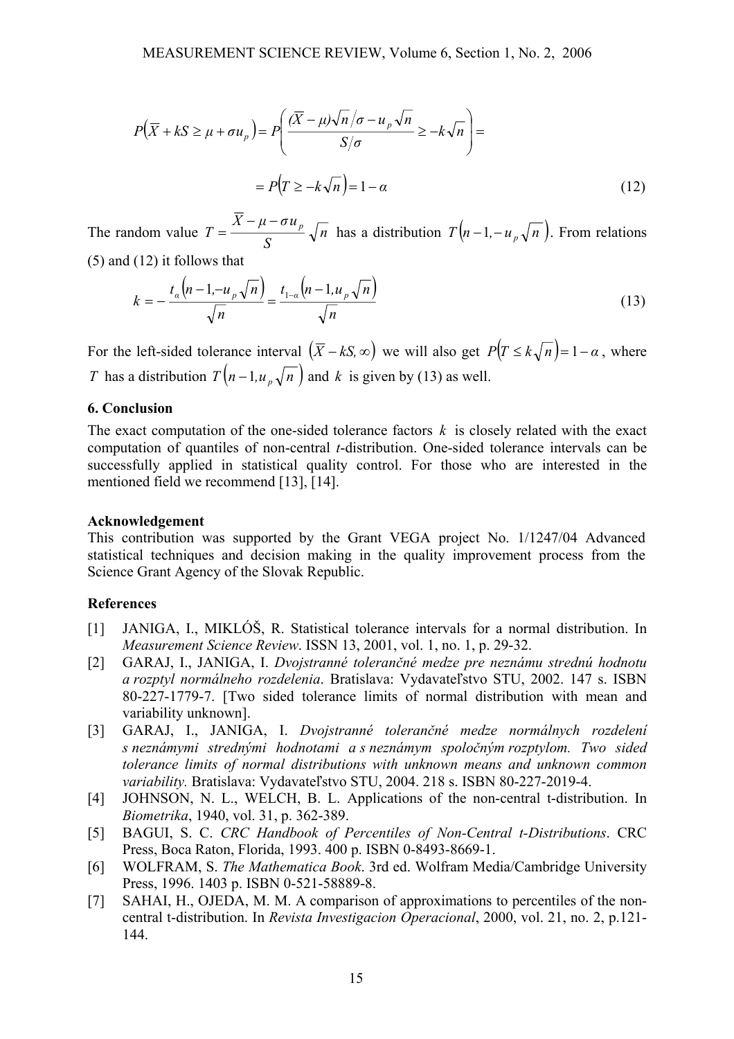$$P\left(\overline{X} + kS \geq \mu + \sigma u_p\right) = P\left(\frac{(\overline{X} - \mu)\sqrt{n}/\sigma - u_p\sqrt{n}}{S/\sigma} \geq -k\sqrt{n}\right) =$$

$$= P\left(T \geq -k\sqrt{n}\right) = 1 - \alpha \tag{12}$$

The random value $T = \dfrac{\overline{X} - \mu - \sigma u_p}{S}\sqrt{n}$ has a distribution $T\left(n-1, -u_p\sqrt{n}\right)$. From relations (5) and (12) it follows that

$$k = -\frac{t_\alpha\left(n-1, -u_p\sqrt{n}\right)}{\sqrt{n}} = \frac{t_{1-\alpha}\left(n-1, u_p\sqrt{n}\right)}{\sqrt{n}} \tag{13}$$

For the left-sided tolerance interval $\left(\overline{X} - kS, \infty\right)$ we will also get $P\left(T \leq k\sqrt{n}\right) = 1 - \alpha$, where $T$ has a distribution $T\left(n-1, u_p\sqrt{n}\right)$ and $k$ is given by (13) as well.

## 6. Conclusion

The exact computation of the one-sided tolerance factors $k$ is closely related with the exact computation of quantiles of non-central *t*-distribution. One-sided tolerance intervals can be successfully applied in statistical quality control. For those who are interested in the mentioned field we recommend [13], [14].

## Acknowledgement

This contribution was supported by the Grant VEGA project No. 1/1247/04 Advanced statistical techniques and decision making in the quality improvement process from the Science Grant Agency of the Slovak Republic.

## References

[1] JANIGA, I., MIKLÓŠ, R. Statistical tolerance intervals for a normal distribution. In *Measurement Science Review*. ISSN 13, 2001, vol. 1, no. 1, p. 29-32.

[2] GARAJ, I., JANIGA, I. *Dvojstranné tolerančné medze pre neznámu strednú hodnotu a rozptyl normálneho rozdelenia*. Bratislava: Vydavateľstvo STU, 2002. 147 s. ISBN 80-227-1779-7. [Two sided tolerance limits of normal distribution with mean and variability unknown].

[3] GARAJ, I., JANIGA, I. *Dvojstranné tolerančné medze normálnych rozdelení s neznámymi strednými hodnotami a s neznámym spoločným rozptylom. Two sided tolerance limits of normal distributions with unknown means and unknown common variability.* Bratislava: Vydavateľstvo STU, 2004. 218 s. ISBN 80-227-2019-4.

[4] JOHNSON, N. L., WELCH, B. L. Applications of the non-central t-distribution. In *Biometrika*, 1940, vol. 31, p. 362-389.

[5] BAGUI, S. C. *CRC Handbook of Percentiles of Non-Central t-Distributions*. CRC Press, Boca Raton, Florida, 1993. 400 p. ISBN 0-8493-8669-1.

[6] WOLFRAM, S. *The Mathematica Book*. 3rd ed. Wolfram Media/Cambridge University Press, 1996. 1403 p. ISBN 0-521-58889-8.

[7] SAHAI, H., OJEDA, M. M. A comparison of approximations to percentiles of the non-central t-distribution. In *Revista Investigacion Operacional*, 2000, vol. 21, no. 2, p.121-144.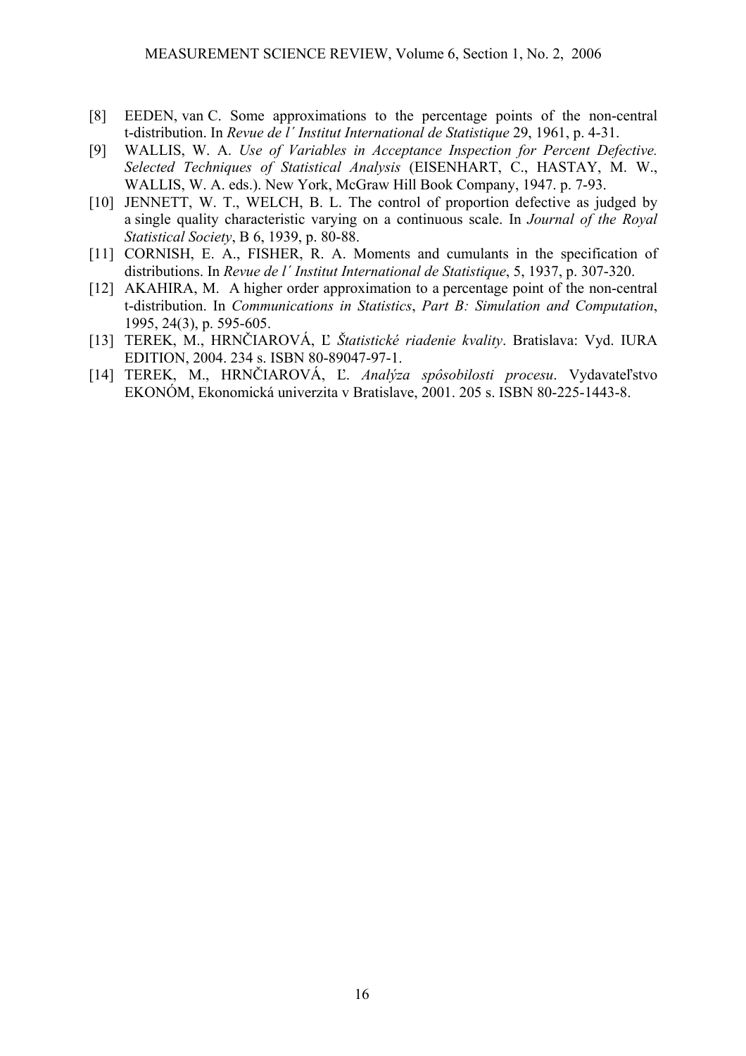[8] EEDEN, van C. Some approximations to the percentage points of the non-central t-distribution. In *Revue de l´ Institut International de Statistique* 29, 1961, p. 4-31.

[9] WALLIS, W. A. *Use of Variables in Acceptance Inspection for Percent Defective. Selected Techniques of Statistical Analysis* (EISENHART, C., HASTAY, M. W., WALLIS, W. A. eds.). New York, McGraw Hill Book Company, 1947. p. 7-93.

[10] JENNETT, W. T., WELCH, B. L. The control of proportion defective as judged by a single quality characteristic varying on a continuous scale. In *Journal of the Royal Statistical Society*, B 6, 1939, p. 80-88.

[11] CORNISH, E. A., FISHER, R. A. Moments and cumulants in the specification of distributions. In *Revue de l´ Institut International de Statistique*, 5, 1937, p. 307-320.

[12] AKAHIRA, M. A higher order approximation to a percentage point of the non-central t-distribution. In *Communications in Statistics*, *Part B: Simulation and Computation*, 1995, 24(3), p. 595-605.

[13] TEREK, M., HRNČIAROVÁ, Ľ *Štatistické riadenie kvality*. Bratislava: Vyd. IURA EDITION, 2004. 234 s. ISBN 80-89047-97-1.

[14] TEREK, M., HRNČIAROVÁ, Ľ. *Analýza spôsobilosti procesu*. Vydavateľstvo EKONÓM, Ekonomická univerzita v Bratislave, 2001. 205 s. ISBN 80-225-1443-8.